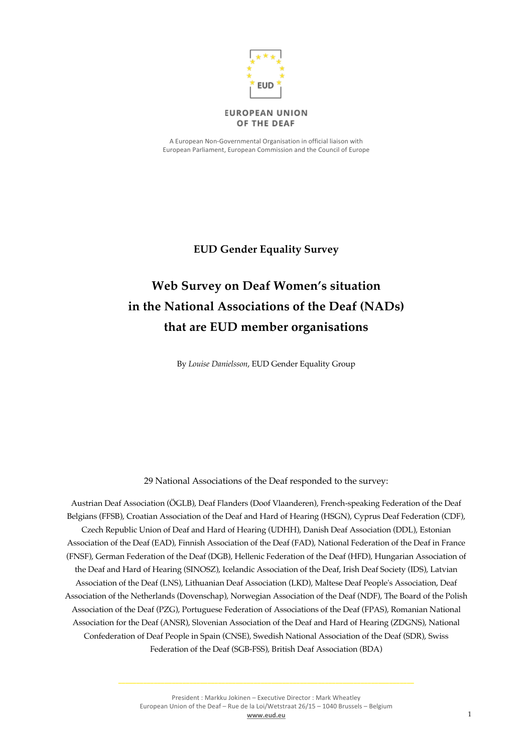EUROPEAN UNION OF THE DEAF

A European Non-Governmental Organisation in official liaison with European Parliament, European Commission and the Council of Europe

**EUD Gender Equality Survey**

# Web Survey on Deaf Women's situation in the National Associations of the Deaf (NADs) that are EUD member organisations

By *Louise Danielsson*, EUD Gender Equality Group

29 National Associations of the Deaf responded to the survey:

Austrian Deaf Association (ÖGLB), Deaf Flanders (Doof Vlaanderen), French-speaking Federation of the Deaf Belgians (FFSB), Croatian Association of the Deaf and Hard of Hearing (HSGN), Cyprus Deaf Federation (CDF), Czech Republic Union of Deaf and Hard of Hearing (UDHH), Danish Deaf Association (DDL), Estonian Association of the Deaf (EAD), Finnish Association of the Deaf (FAD), National Federation of the Deaf in France (FNSF), German Federation of the Deaf (DGB), Hellenic Federation of the Deaf (HFD), Hungarian Association of the Deaf and Hard of Hearing (SINOSZ), Icelandic Association of the Deaf, Irish Deaf Society (IDS), Latvian Association of the Deaf (LNS), Lithuanian Deaf Association (LKD), Maltese Deaf People's Association, Deaf Association of the Netherlands (Dovenschap), Norwegian Association of the Deaf (NDF), The Board of the Polish Association of the Deaf (PZG), Portuguese Federation of Associations of the Deaf (FPAS), Romanian National Association for the Deaf (ANSR), Slovenian Association of the Deaf and Hard of Hearing (ZDGNS), National Confederation of Deaf People in Spain (CNSE), Swedish National Association of the Deaf (SDR), Swiss Federation of the Deaf (SGB-FSS), British Deaf Association (BDA)

President : Markku Jokinen – Executive Director : Mark Wheatley
European Union of the Deaf – Rue de la Loi/Wetstraat 26/15 – 1040 Brussels – Belgium
www.eud.eu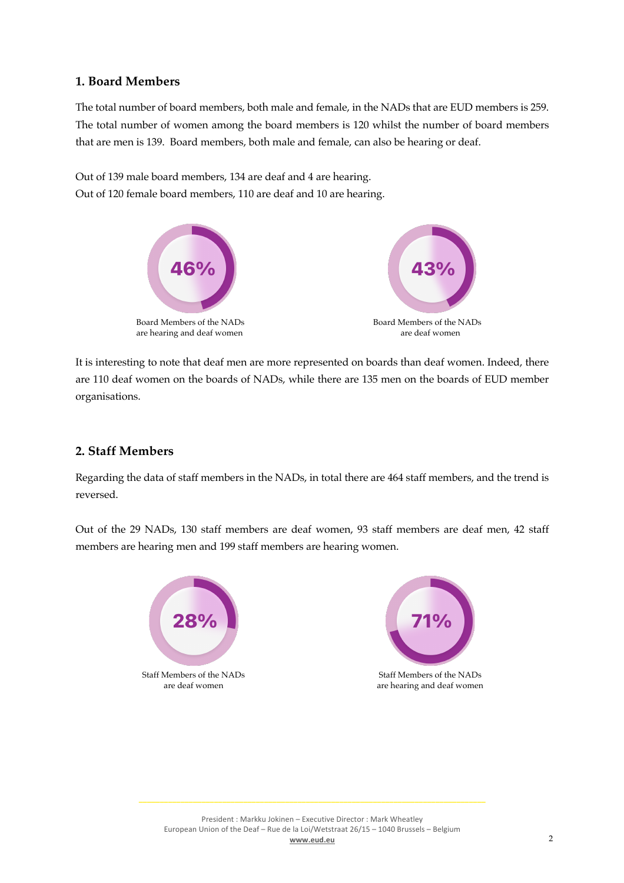## 1. Board Members

The total number of board members, both male and female, in the NADs that are EUD members is 259. The total number of women among the board members is 120 whilst the number of board members that are men is 139. Board members, both male and female, can also be hearing or deaf.

Out of 139 male board members, 134 are deaf and 4 are hearing.
Out of 120 female board members, 110 are deaf and 10 are hearing.

46%

Board Members of the NADs are hearing and deaf women

43%

Board Members of the NADs are deaf women

It is interesting to note that deaf men are more represented on boards than deaf women. Indeed, there are 110 deaf women on the boards of NADs, while there are 135 men on the boards of EUD member organisations.

## 2. Staff Members

Regarding the data of staff members in the NADs, in total there are 464 staff members, and the trend is reversed.

Out of the 29 NADs, 130 staff members are deaf women, 93 staff members are deaf men, 42 staff members are hearing men and 199 staff members are hearing women.

28%

Staff Members of the NADs are deaf women

71%

Staff Members of the NADs are hearing and deaf women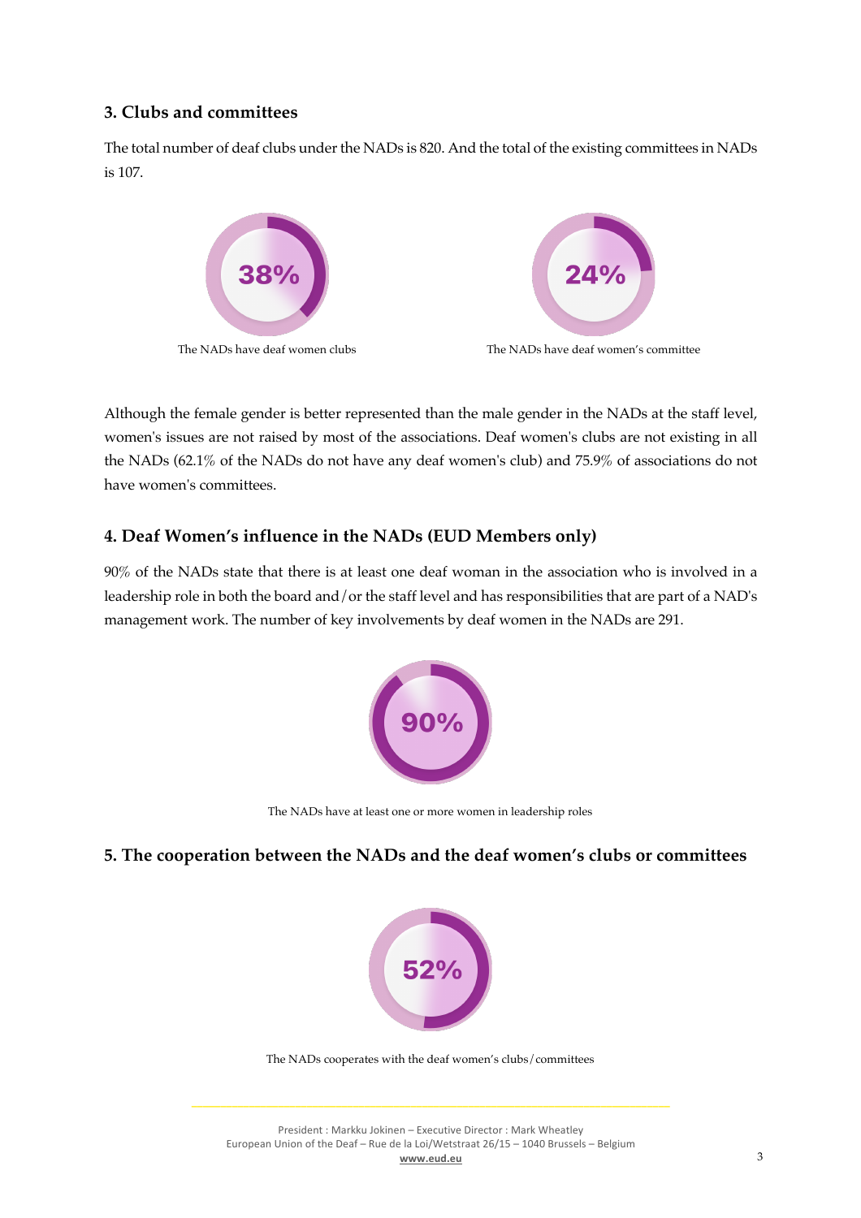## 3. Clubs and committees

The total number of deaf clubs under the NADs is 820. And the total of the existing committees in NADs is 107.

38%

The NADs have deaf women clubs

24%

The NADs have deaf women's committee

Although the female gender is better represented than the male gender in the NADs at the staff level, women's issues are not raised by most of the associations. Deaf women's clubs are not existing in all the NADs (62.1% of the NADs do not have any deaf women's club) and 75.9% of associations do not have women's committees.

## 4. Deaf Women's influence in the NADs (EUD Members only)

90% of the NADs state that there is at least one deaf woman in the association who is involved in a leadership role in both the board and/or the staff level and has responsibilities that are part of a NAD's management work. The number of key involvements by deaf women in the NADs are 291.

90%

The NADs have at least one or more women in leadership roles

## 5. The cooperation between the NADs and the deaf women's clubs or committees

52%

The NADs cooperates with the deaf women's clubs/committees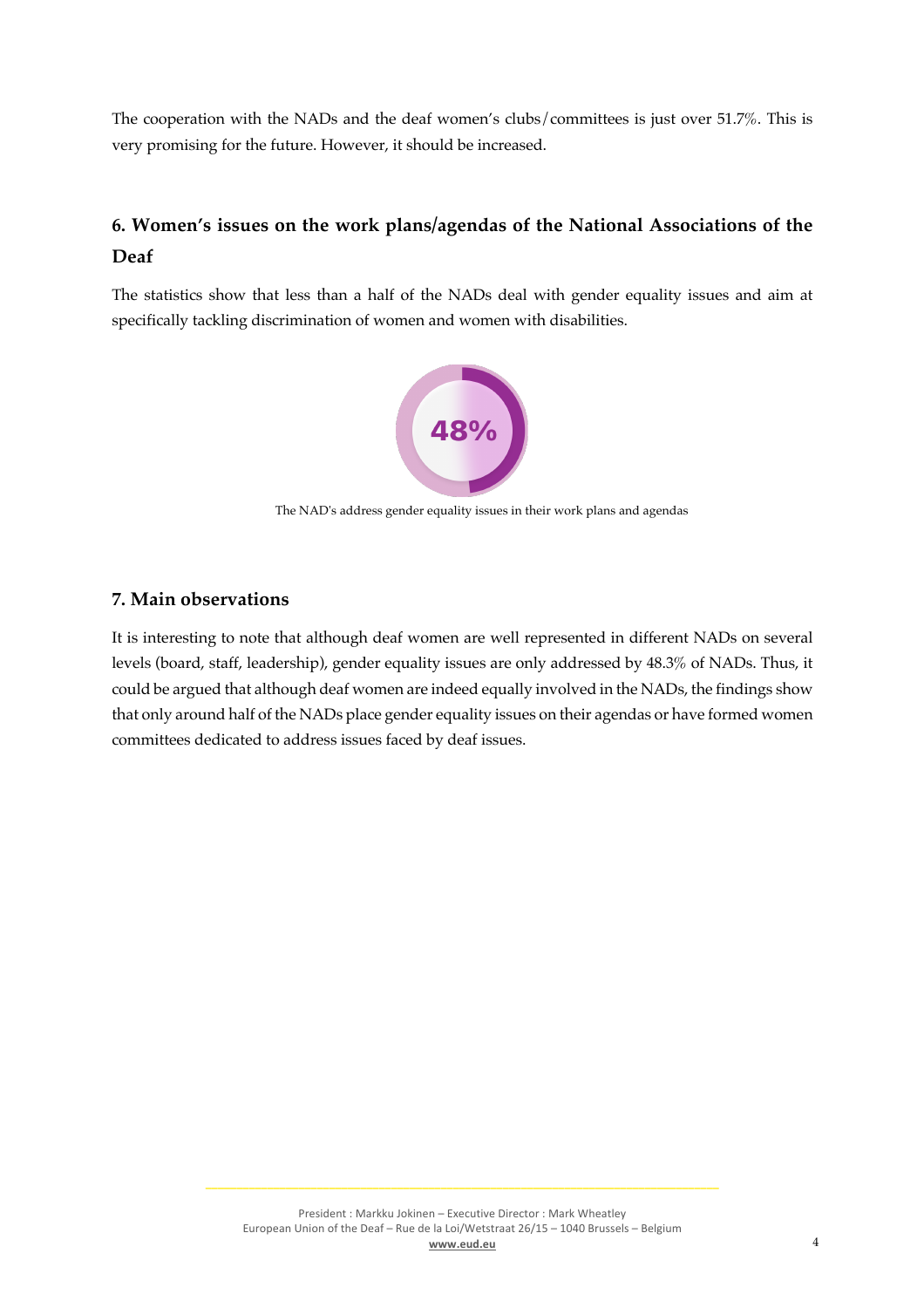The cooperation with the NADs and the deaf women's clubs/committees is just over 51.7%. This is very promising for the future. However, it should be increased.

### 6. Women's issues on the work plans/agendas of the National Associations of the Deaf

The statistics show that less than a half of the NADs deal with gender equality issues and aim at specifically tackling discrimination of women and women with disabilities.

48%

The NAD's address gender equality issues in their work plans and agendas

### 7. Main observations

It is interesting to note that although deaf women are well represented in different NADs on several levels (board, staff, leadership), gender equality issues are only addressed by 48.3% of NADs. Thus, it could be argued that although deaf women are indeed equally involved in the NADs, the findings show that only around half of the NADs place gender equality issues on their agendas or have formed women committees dedicated to address issues faced by deaf issues.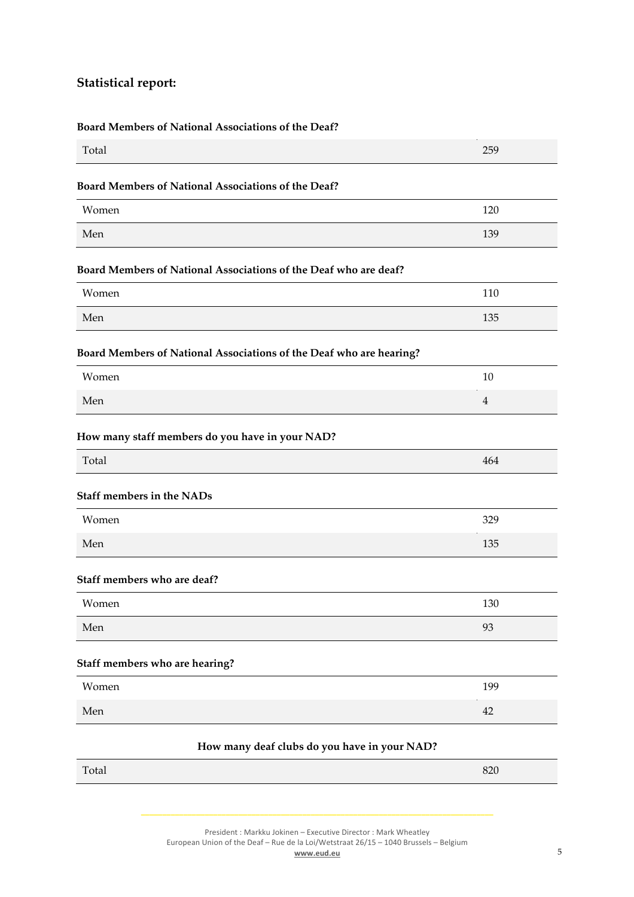## Statistical report:

**Board Members of National Associations of the Deaf?**

| Total | 259 |
|---|---|

**Board Members of National Associations of the Deaf?**

| Women | 120 |
|---|---|
| Men | 139 |

**Board Members of National Associations of the Deaf who are deaf?**

| Women | 110 |
|---|---|
| Men | 135 |

**Board Members of National Associations of the Deaf who are hearing?**

| Women | 10 |
|---|---|
| Men | 4 |

**How many staff members do you have in your NAD?**

| Total | 464 |
|---|---|

**Staff members in the NADs**

| Women | 329 |
|---|---|
| Men | 135 |

**Staff members who are deaf?**

| Women | 130 |
|---|---|
| Men | 93 |

**Staff members who are hearing?**

| Women | 199 |
|---|---|
| Men | 42 |

**How many deaf clubs do you have in your NAD?**

| Total | 820 |
|---|---|

President : Markku Jokinen – Executive Director : Mark Wheatley
European Union of the Deaf – Rue de la Loi/Wetstraat 26/15 – 1040 Brussels – Belgium
**www.eud.eu**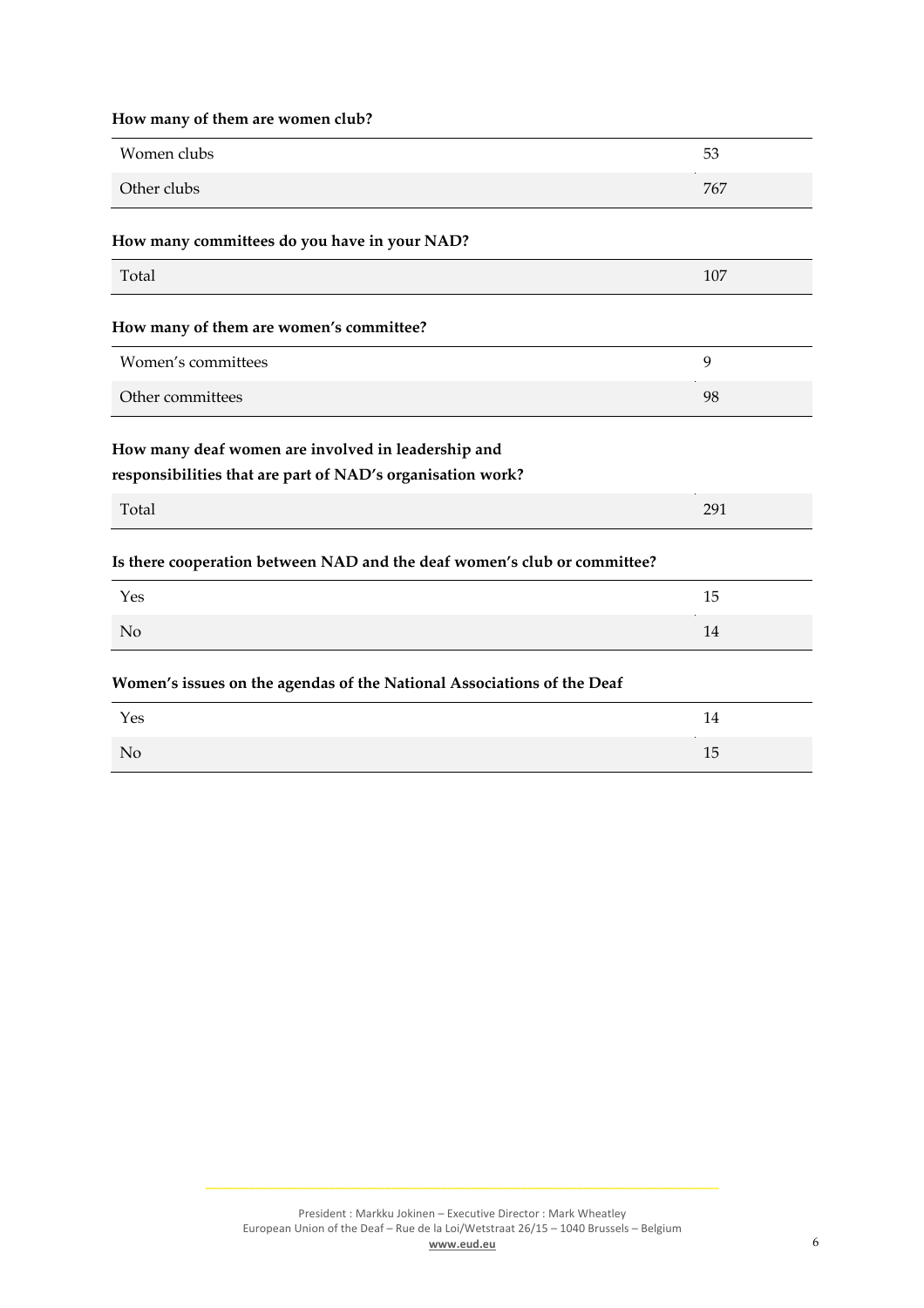**How many of them are women club?**

| | |
|---|---|
| Women clubs | 53 |
| Other clubs | 767 |

**How many committees do you have in your NAD?**

| | |
|---|---|
| Total | 107 |

**How many of them are women's committee?**

| | |
|---|---|
| Women's committees | 9 |
| Other committees | 98 |

**How many deaf women are involved in leadership and responsibilities that are part of NAD's organisation work?**

| | |
|---|---|
| Total | 291 |

**Is there cooperation between NAD and the deaf women's club or committee?**

| | |
|---|---|
| Yes | 15 |
| No | 14 |

**Women's issues on the agendas of the National Associations of the Deaf**

| | |
|---|---|
| Yes | 14 |
| No | 15 |

President : Markku Jokinen – Executive Director : Mark Wheatley
European Union of the Deaf – Rue de la Loi/Wetstraat 26/15 – 1040 Brussels – Belgium
www.eud.eu